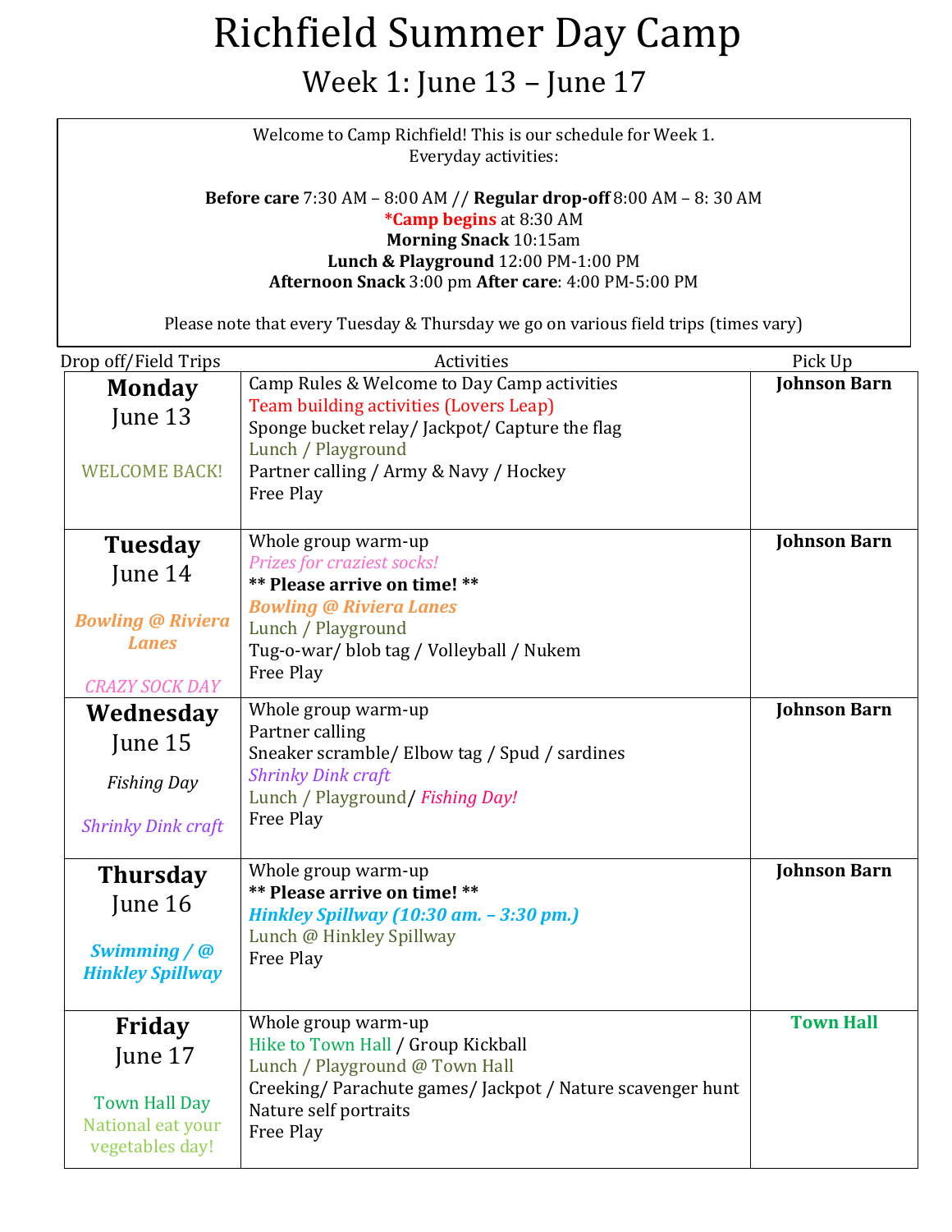# Richfield Summer Day Camp

## Week 1: June 13 – June 17

Welcome to Camp Richfield! This is our schedule for Week 1.
Everyday activities:

**Before care** 7:30 AM – 8:00 AM // **Regular drop-off** 8:00 AM – 8: 30 AM
***Camp begins** at 8:30 AM
**Morning Snack** 10:15am
**Lunch & Playground** 12:00 PM-1:00 PM
**Afternoon Snack** 3:00 pm **After care**: 4:00 PM-5:00 PM

Please note that every Tuesday & Thursday we go on various field trips (times vary)

| Drop off/Field Trips | Activities | Pick Up |
|---|---|---|
| **Monday**<br>June 13<br><br>WELCOME BACK! | Camp Rules & Welcome to Day Camp activities<br>Team building activities (Lovers Leap)<br>Sponge bucket relay/ Jackpot/ Capture the flag<br>Lunch / Playground<br>Partner calling / Army & Navy / Hockey<br>Free Play | **Johnson Barn** |
| **Tuesday**<br>June 14<br><br>***Bowling @ Riviera Lanes***<br><br>*CRAZY SOCK DAY* | Whole group warm-up<br>*Prizes for craziest socks!*<br>**** Please arrive on time! ****<br>***Bowling @ Riviera Lanes***<br>Lunch / Playground<br>Tug-o-war/ blob tag / Volleyball / Nukem<br>Free Play | **Johnson Barn** |
| **Wednesday**<br>June 15<br><br>*Fishing Day*<br><br>*Shrinky Dink craft* | Whole group warm-up<br>Partner calling<br>Sneaker scramble/ Elbow tag / Spud / sardines<br>*Shrinky Dink craft*<br>Lunch / Playground/ *Fishing Day!*<br>Free Play | **Johnson Barn** |
| **Thursday**<br>June 16<br><br>***Swimming / @ Hinkley Spillway*** | Whole group warm-up<br>**** Please arrive on time! ****<br>***Hinkley Spillway (10:30 am. – 3:30 pm.)***<br>Lunch @ Hinkley Spillway<br>Free Play | **Johnson Barn** |
| **Friday**<br>June 17<br><br>Town Hall Day<br>National eat your vegetables day! | Whole group warm-up<br>Hike to Town Hall / Group Kickball<br>Lunch / Playground @ Town Hall<br>Creeking/ Parachute games/ Jackpot / Nature scavenger hunt<br>Nature self portraits<br>Free Play | **Town Hall** |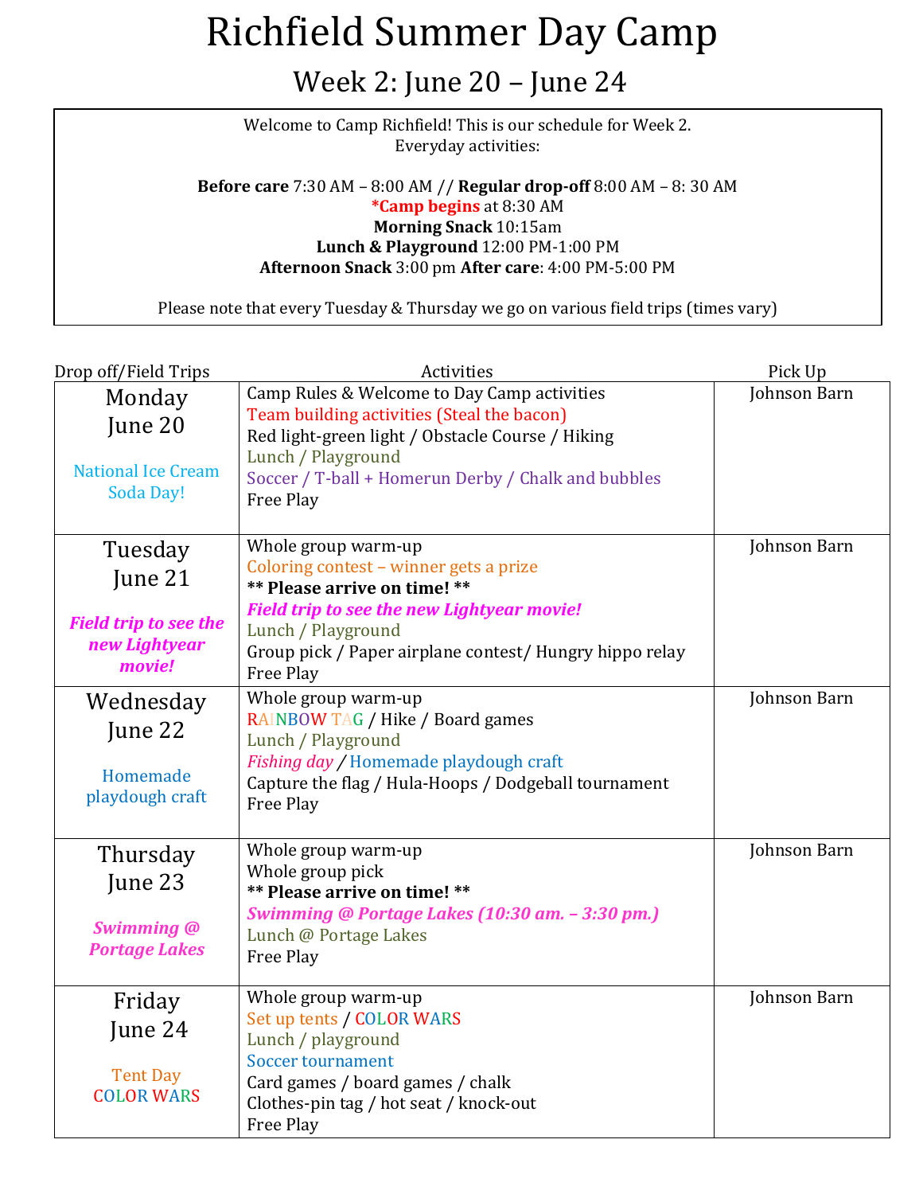# Richfield Summer Day Camp

## Week 2: June 20 – June 24

Welcome to Camp Richfield! This is our schedule for Week 2.
Everyday activities:

**Before care** 7:30 AM – 8:00 AM // **Regular drop-off** 8:00 AM – 8: 30 AM
***Camp begins** at 8:30 AM
**Morning Snack** 10:15am
**Lunch & Playground** 12:00 PM-1:00 PM
**Afternoon Snack** 3:00 pm **After care**: 4:00 PM-5:00 PM

Please note that every Tuesday & Thursday we go on various field trips (times vary)

| Drop off/Field Trips | Activities | Pick Up |
|---|---|---|
| Monday June 20<br><br>National Ice Cream Soda Day! | Camp Rules & Welcome to Day Camp activities<br>Team building activities (Steal the bacon)<br>Red light-green light / Obstacle Course / Hiking<br>Lunch / Playground<br>Soccer / T-ball + Homerun Derby / Chalk and bubbles<br>Free Play | Johnson Barn |
| Tuesday June 21<br><br>***Field trip to see the new Lightyear movie!*** | Whole group warm-up<br>Coloring contest – winner gets a prize<br>**\*\* Please arrive on time! \*\***<br>***Field trip to see the new Lightyear movie!***<br>Lunch / Playground<br>Group pick / Paper airplane contest/ Hungry hippo relay<br>Free Play | Johnson Barn |
| Wednesday June 22<br><br>Homemade playdough craft | Whole group warm-up<br>RAINBOW TAG / Hike / Board games<br>Lunch / Playground<br>*Fishing day* / Homemade playdough craft<br>Capture the flag / Hula-Hoops / Dodgeball tournament<br>Free Play | Johnson Barn |
| Thursday June 23<br><br>***Swimming @ Portage Lakes*** | Whole group warm-up<br>Whole group pick<br>**\*\* Please arrive on time! \*\***<br>***Swimming @ Portage Lakes (10:30 am. – 3:30 pm.)***<br>Lunch @ Portage Lakes<br>Free Play | Johnson Barn |
| Friday June 24<br><br>Tent Day<br>COLOR WARS | Whole group warm-up<br>Set up tents / COLOR WARS<br>Lunch / playground<br>Soccer tournament<br>Card games / board games / chalk<br>Clothes-pin tag / hot seat / knock-out<br>Free Play | Johnson Barn |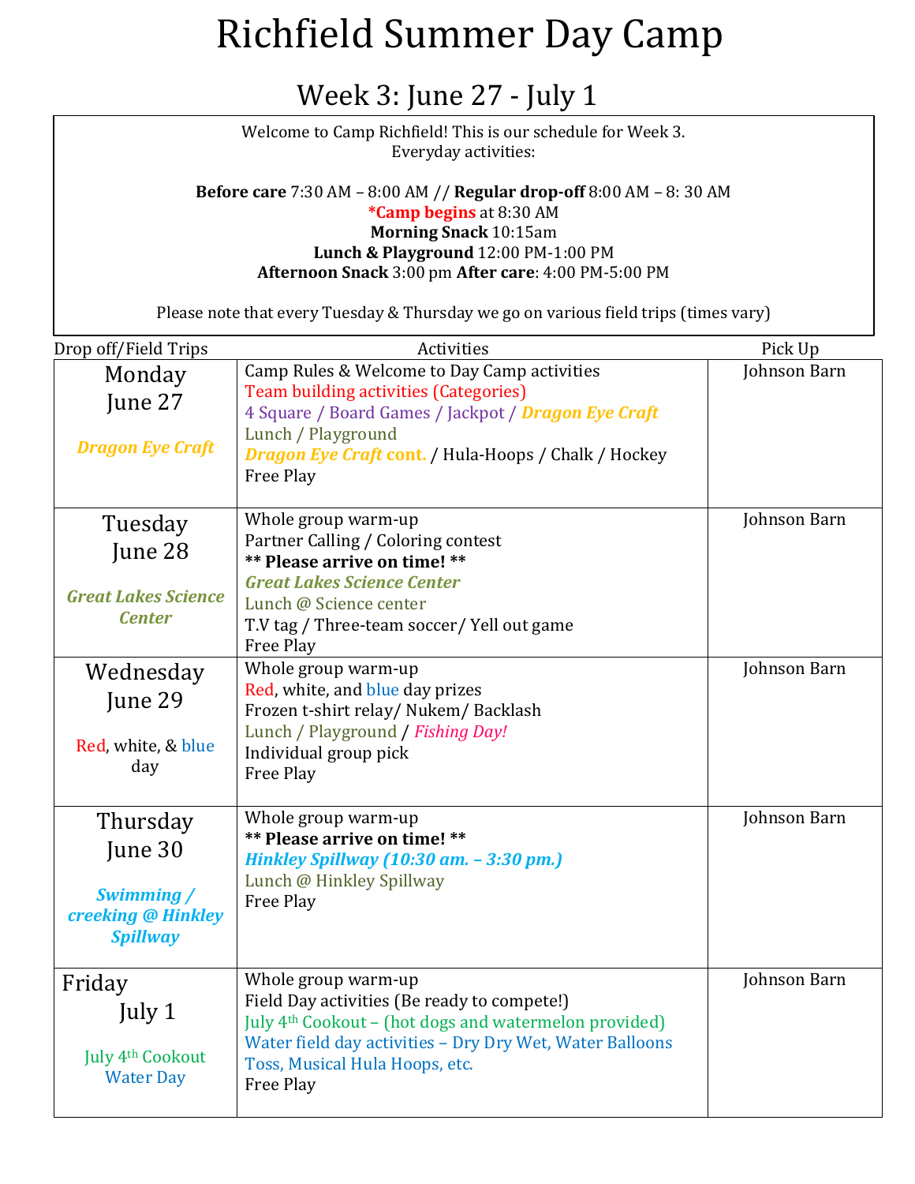# Richfield Summer Day Camp

## Week 3: June 27 - July 1

Welcome to Camp Richfield! This is our schedule for Week 3.
Everyday activities:

**Before care** 7:30 AM – 8:00 AM // **Regular drop-off** 8:00 AM – 8: 30 AM
**\*Camp begins** at 8:30 AM
**Morning Snack** 10:15am
**Lunch & Playground** 12:00 PM-1:00 PM
**Afternoon Snack** 3:00 pm **After care**: 4:00 PM-5:00 PM

Please note that every Tuesday & Thursday we go on various field trips (times vary)

| Drop off/Field Trips | Activities | Pick Up |
|---|---|---|
| Monday June 27<br><br>***Dragon Eye Craft*** | Camp Rules & Welcome to Day Camp activities<br>Team building activities (Categories)<br>4 Square / Board Games / Jackpot / ***Dragon Eye Craft***<br>Lunch / Playground<br>***Dragon Eye Craft* cont.** / Hula-Hoops / Chalk / Hockey<br>Free Play | Johnson Barn |
| Tuesday June 28<br><br>***Great Lakes Science Center*** | Whole group warm-up<br>Partner Calling / Coloring contest<br>**\*\* Please arrive on time! \*\***<br>***Great Lakes Science Center***<br>Lunch @ Science center<br>T.V tag / Three-team soccer/ Yell out game<br>Free Play | Johnson Barn |
| Wednesday June 29<br><br>Red, white, & blue day | Whole group warm-up<br>Red, white, and blue day prizes<br>Frozen t-shirt relay/ Nukem/ Backlash<br>Lunch / Playground / *Fishing Day!*<br>Individual group pick<br>Free Play | Johnson Barn |
| Thursday June 30<br><br>***Swimming / creeking @ Hinkley Spillway*** | Whole group warm-up<br>**\*\* Please arrive on time! \*\***<br>***Hinkley Spillway (10:30 am. – 3:30 pm.)***<br>Lunch @ Hinkley Spillway<br>Free Play | Johnson Barn |
| Friday July 1<br><br>July 4th Cookout<br>Water Day | Whole group warm-up<br>Field Day activities (Be ready to compete!)<br>July 4th Cookout – (hot dogs and watermelon provided)<br>Water field day activities – Dry Dry Wet, Water Balloons Toss, Musical Hula Hoops, etc.<br>Free Play | Johnson Barn |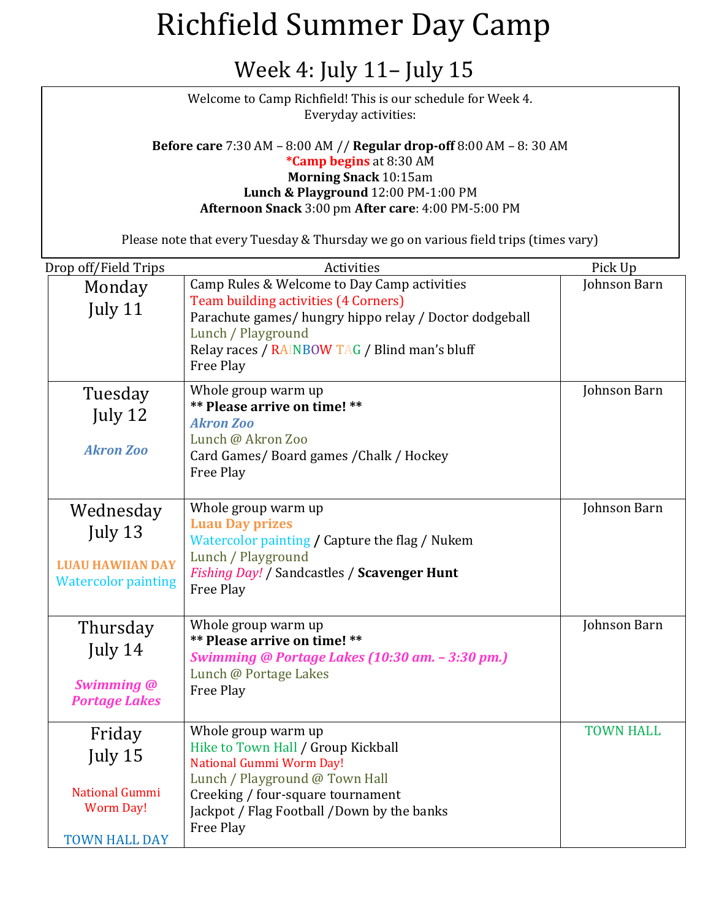# Richfield Summer Day Camp

## Week 4: July 11– July 15

Welcome to Camp Richfield! This is our schedule for Week 4.
Everyday activities:

**Before care** 7:30 AM – 8:00 AM // **Regular drop-off** 8:00 AM – 8: 30 AM
***Camp begins** at 8:30 AM
**Morning Snack** 10:15am
**Lunch & Playground** 12:00 PM-1:00 PM
**Afternoon Snack** 3:00 pm **After care**: 4:00 PM-5:00 PM

Please note that every Tuesday & Thursday we go on various field trips (times vary)

| Drop off/Field Trips | Activities | Pick Up |
|---|---|---|
| Monday July 11 | Camp Rules & Welcome to Day Camp activities<br>Team building activities (4 Corners)<br>Parachute games/ hungry hippo relay / Doctor dodgeball<br>Lunch / Playground<br>Relay races / RAINBOW TAG / Blind man's bluff<br>Free Play | Johnson Barn |
| Tuesday July 12<br><br>***Akron Zoo*** | Whole group warm up<br>**\*\* Please arrive on time! \*\***<br>***Akron Zoo***<br>Lunch @ Akron Zoo<br>Card Games/ Board games /Chalk / Hockey<br>Free Play | Johnson Barn |
| Wednesday July 13<br><br>**LUAU HAWIIAN DAY**<br>Watercolor painting | Whole group warm up<br>**Luau Day prizes**<br>Watercolor painting / Capture the flag / Nukem<br>Lunch / Playground<br>*Fishing Day!* / Sandcastles / **Scavenger Hunt**<br>Free Play | Johnson Barn |
| Thursday July 14<br><br>***Swimming @ Portage Lakes*** | Whole group warm up<br>**\*\* Please arrive on time! \*\***<br>***Swimming @ Portage Lakes (10:30 am. – 3:30 pm.)***<br>Lunch @ Portage Lakes<br>Free Play | Johnson Barn |
| Friday July 15<br><br>National Gummi Worm Day!<br><br>TOWN HALL DAY | Whole group warm up<br>Hike to Town Hall / Group Kickball<br>National Gummi Worm Day!<br>Lunch / Playground @ Town Hall<br>Creeking / four-square tournament<br>Jackpot / Flag Football /Down by the banks<br>Free Play | TOWN HALL |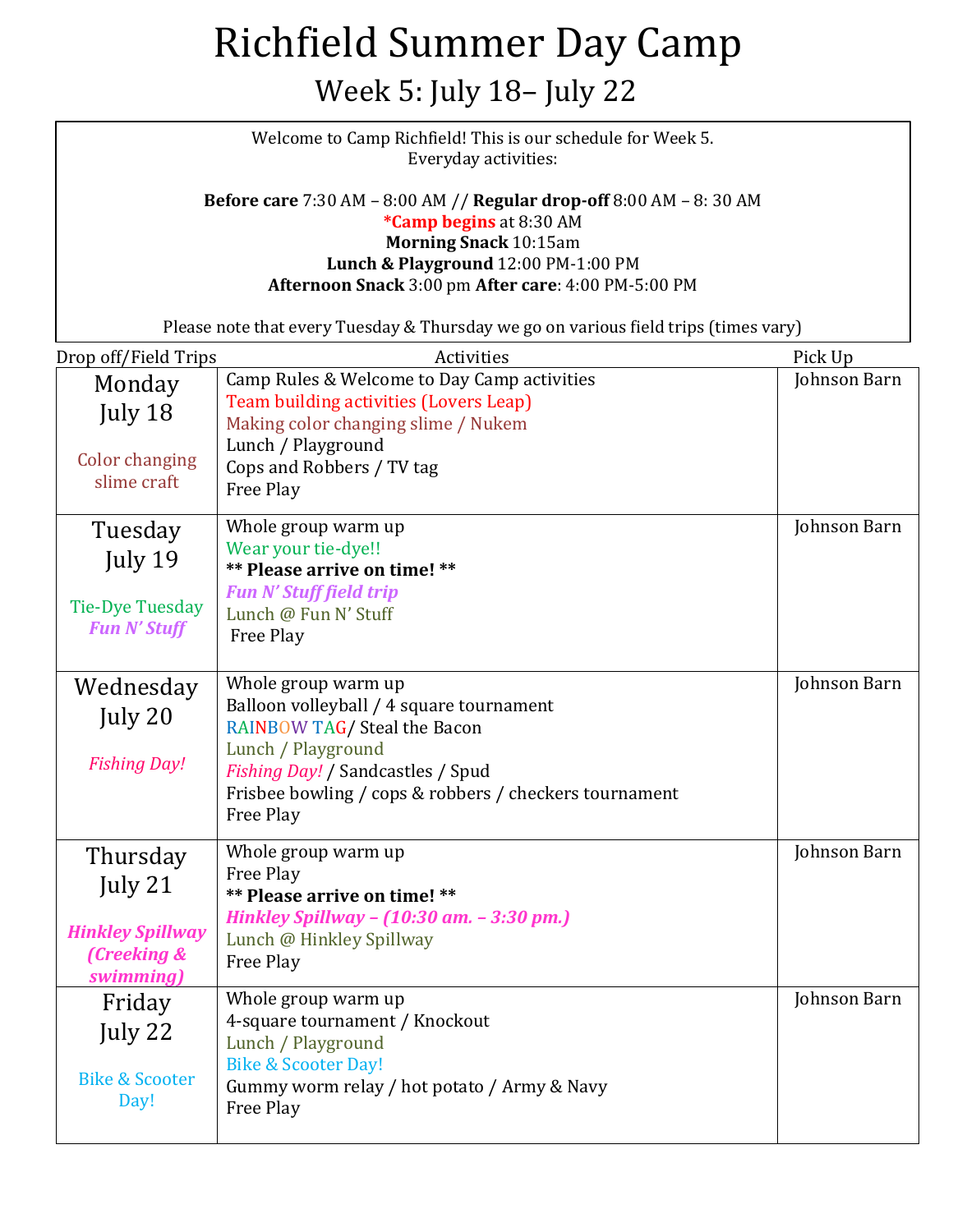# Richfield Summer Day Camp

## Week 5: July 18– July 22

Welcome to Camp Richfield! This is our schedule for Week 5.
Everyday activities:

**Before care** 7:30 AM – 8:00 AM // **Regular drop-off** 8:00 AM – 8: 30 AM
***Camp begins** at 8:30 AM
**Morning Snack** 10:15am
**Lunch & Playground** 12:00 PM-1:00 PM
**Afternoon Snack** 3:00 pm **After care**: 4:00 PM-5:00 PM

Please note that every Tuesday & Thursday we go on various field trips (times vary)

| Drop off/Field Trips | Activities | Pick Up |
|---|---|---|
| Monday July 18<br><br>Color changing slime craft | Camp Rules & Welcome to Day Camp activities<br>Team building activities (Lovers Leap)<br>Making color changing slime / Nukem<br>Lunch / Playground<br>Cops and Robbers / TV tag<br>Free Play | Johnson Barn |
| Tuesday July 19<br><br>Tie-Dye Tuesday<br>***Fun N' Stuff*** | Whole group warm up<br>Wear your tie-dye!!<br>**** Please arrive on time! ****<br>***Fun N' Stuff field trip***<br>Lunch @ Fun N' Stuff<br>Free Play | Johnson Barn |
| Wednesday July 20<br><br>*Fishing Day!* | Whole group warm up<br>Balloon volleyball / 4 square tournament<br>RAINBOW TAG/ Steal the Bacon<br>Lunch / Playground<br>*Fishing Day!* / Sandcastles / Spud<br>Frisbee bowling / cops & robbers / checkers tournament<br>Free Play | Johnson Barn |
| Thursday July 21<br><br>***Hinkley Spillway (Creeking & swimming)*** | Whole group warm up<br>Free Play<br>**** Please arrive on time! ****<br>***Hinkley Spillway – (10:30 am. – 3:30 pm.)***<br>Lunch @ Hinkley Spillway<br>Free Play | Johnson Barn |
| Friday July 22<br><br>Bike & Scooter Day! | Whole group warm up<br>4-square tournament / Knockout<br>Lunch / Playground<br>Bike & Scooter Day!<br>Gummy worm relay / hot potato / Army & Navy<br>Free Play | Johnson Barn |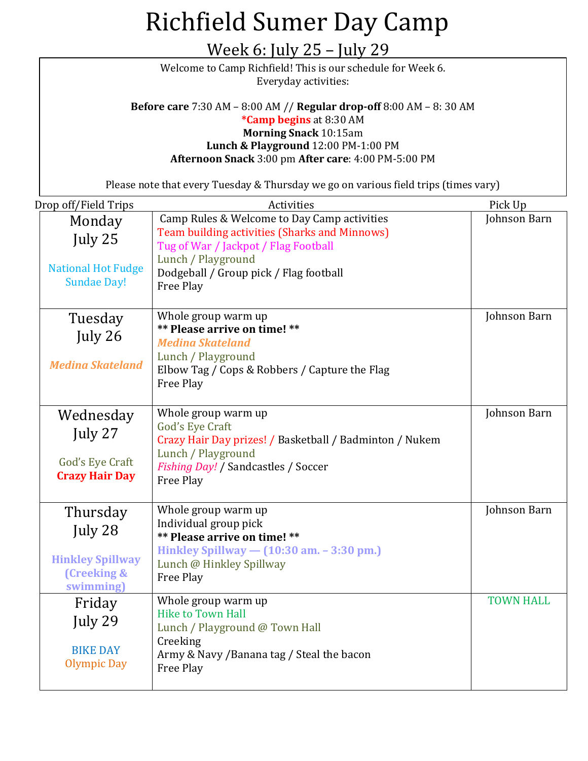# Richfield Sumer Day Camp

## Week 6: July 25 – July 29

Welcome to Camp Richfield! This is our schedule for Week 6.
Everyday activities:

**Before care** 7:30 AM – 8:00 AM // **Regular drop-off** 8:00 AM – 8: 30 AM
**\*Camp begins** at 8:30 AM
**Morning Snack** 10:15am
**Lunch & Playground** 12:00 PM-1:00 PM
**Afternoon Snack** 3:00 pm **After care**: 4:00 PM-5:00 PM

Please note that every Tuesday & Thursday we go on various field trips (times vary)

| Drop off/Field Trips | Activities | Pick Up |
|---|---|---|
| Monday<br>July 25<br><br>National Hot Fudge Sundae Day! | Camp Rules & Welcome to Day Camp activities<br>Team building activities (Sharks and Minnows)<br>Tug of War / Jackpot / Flag Football<br>Lunch / Playground<br>Dodgeball / Group pick / Flag football<br>Free Play | Johnson Barn |
| Tuesday<br>July 26<br><br>***Medina Skateland*** | Whole group warm up<br>**\*\* Please arrive on time! \*\***<br>***Medina Skateland***<br>Lunch / Playground<br>Elbow Tag / Cops & Robbers / Capture the Flag<br>Free Play | Johnson Barn |
| Wednesday<br>July 27<br><br>God's Eye Craft<br>**Crazy Hair Day** | Whole group warm up<br>God's Eye Craft<br>Crazy Hair Day prizes! / Basketball / Badminton / Nukem<br>Lunch / Playground<br>*Fishing Day!* / Sandcastles / Soccer<br>Free Play | Johnson Barn |
| Thursday<br>July 28<br><br>**Hinkley Spillway (Creeking & swimming)** | Whole group warm up<br>Individual group pick<br>**\*\* Please arrive on time! \*\***<br>**Hinkley Spillway — (10:30 am. – 3:30 pm.)**<br>Lunch @ Hinkley Spillway<br>Free Play | Johnson Barn |
| Friday<br>July 29<br><br>BIKE DAY<br>Olympic Day | Whole group warm up<br>Hike to Town Hall<br>Lunch / Playground @ Town Hall<br>Creeking<br>Army & Navy /Banana tag / Steal the bacon<br>Free Play | TOWN HALL |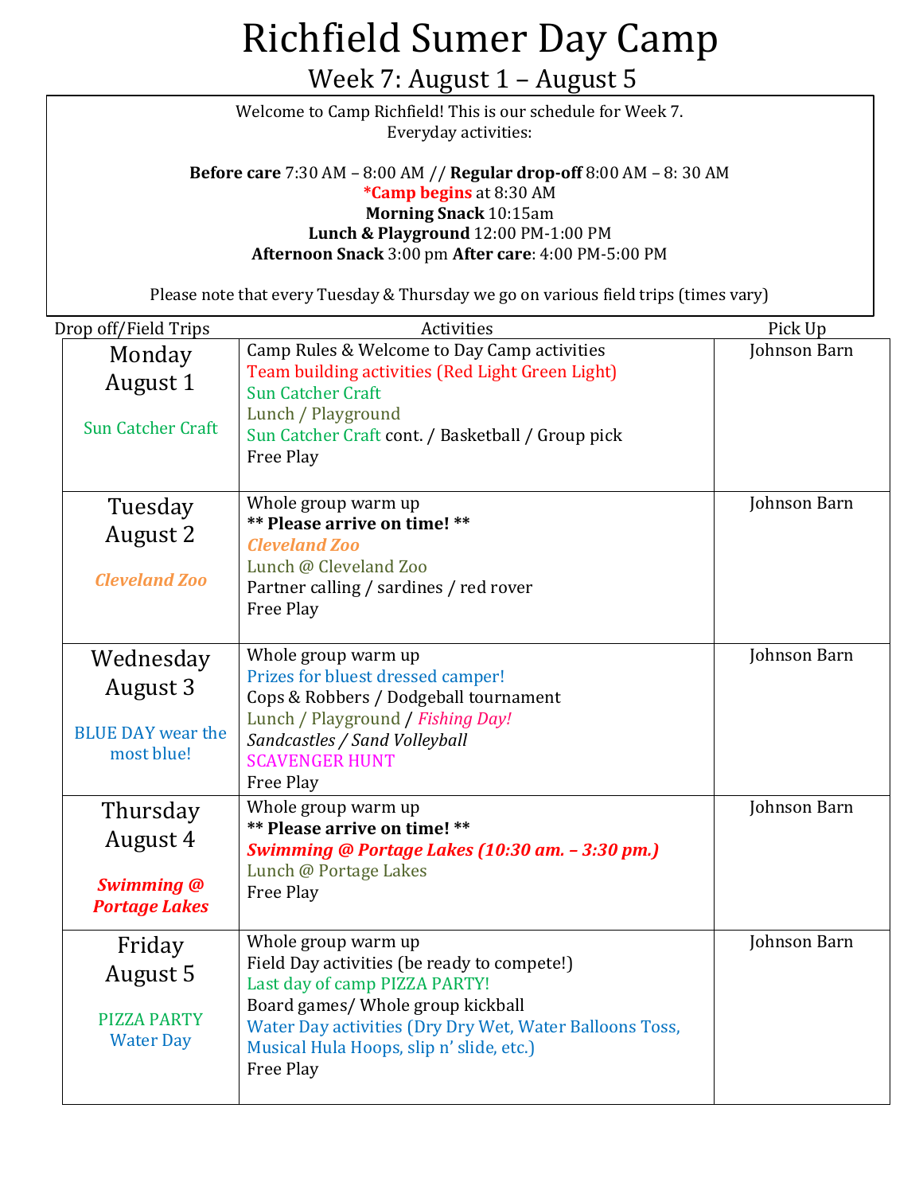# Richfield Sumer Day Camp

## Week 7: August 1 – August 5

Welcome to Camp Richfield! This is our schedule for Week 7.
Everyday activities:

**Before care** 7:30 AM – 8:00 AM // **Regular drop-off** 8:00 AM – 8: 30 AM
***Camp begins** at 8:30 AM
**Morning Snack** 10:15am
**Lunch & Playground** 12:00 PM-1:00 PM
**Afternoon Snack** 3:00 pm **After care**: 4:00 PM-5:00 PM

Please note that every Tuesday & Thursday we go on various field trips (times vary)

| Drop off/Field Trips | Activities | Pick Up |
|---|---|---|
| Monday August 1<br><br>Sun Catcher Craft | Camp Rules & Welcome to Day Camp activities<br>Team building activities (Red Light Green Light)<br>Sun Catcher Craft<br>Lunch / Playground<br>Sun Catcher Craft cont. / Basketball / Group pick<br>Free Play | Johnson Barn |
| Tuesday August 2<br><br>*Cleveland Zoo* | Whole group warm up<br>**\*\* Please arrive on time! \*\***<br>***Cleveland Zoo***<br>Lunch @ Cleveland Zoo<br>Partner calling / sardines / red rover<br>Free Play | Johnson Barn |
| Wednesday August 3<br><br>BLUE DAY wear the most blue! | Whole group warm up<br>Prizes for bluest dressed camper!<br>Cops & Robbers / Dodgeball tournament<br>Lunch / Playground / *Fishing Day!*<br>*Sandcastles / Sand Volleyball*<br>SCAVENGER HUNT<br>Free Play | Johnson Barn |
| Thursday August 4<br><br>***Swimming @ Portage Lakes*** | Whole group warm up<br>**\*\* Please arrive on time! \*\***<br>***Swimming @ Portage Lakes (10:30 am. – 3:30 pm.)***<br>Lunch @ Portage Lakes<br>Free Play | Johnson Barn |
| Friday August 5<br><br>PIZZA PARTY<br>Water Day | Whole group warm up<br>Field Day activities (be ready to compete!)<br>Last day of camp PIZZA PARTY!<br>Board games/ Whole group kickball<br>Water Day activities (Dry Dry Wet, Water Balloons Toss, Musical Hula Hoops, slip n' slide, etc.)<br>Free Play | Johnson Barn |